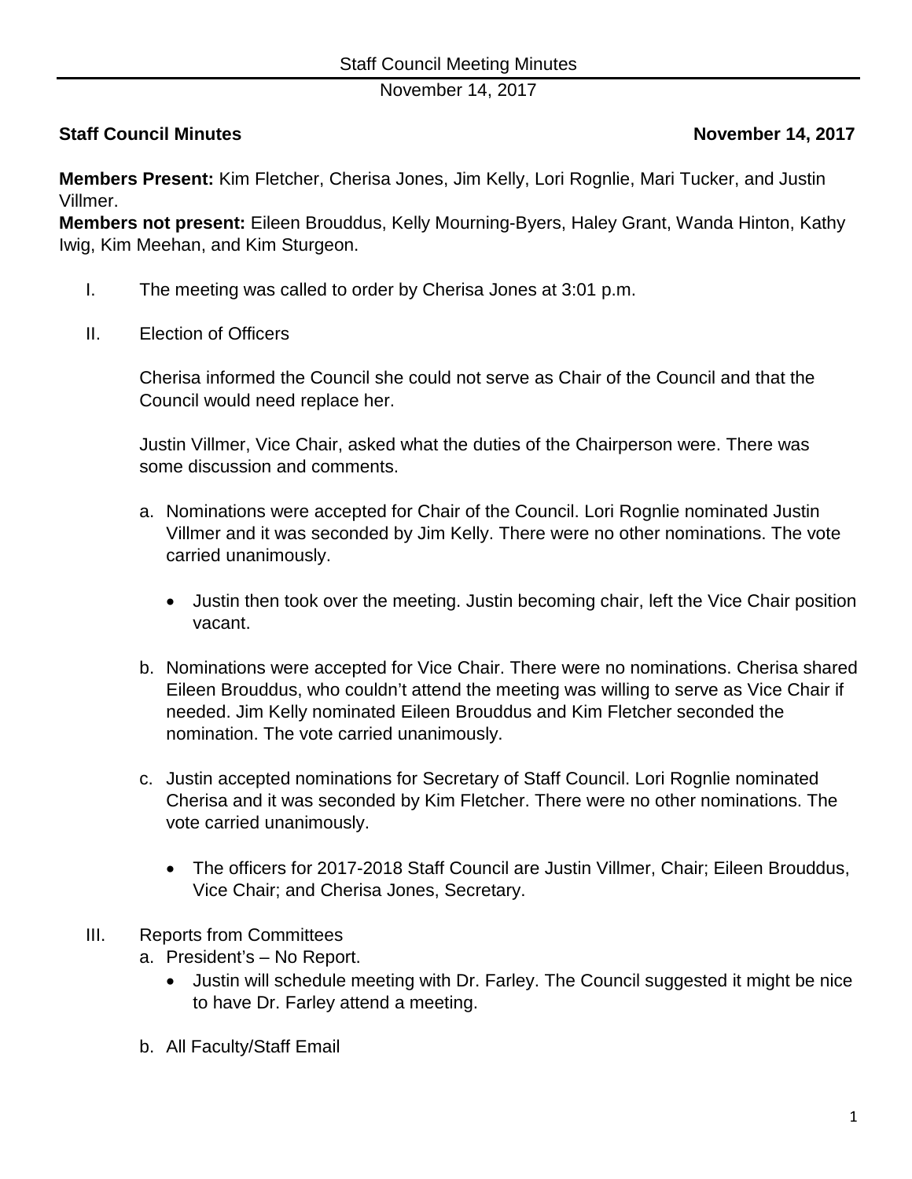**Staff Council Minutes** **November 14, 2017**

**Members Present:** Kim Fletcher, Cherisa Jones, Jim Kelly, Lori Rognlie, Mari Tucker, and Justin Villmer.
**Members not present:** Eileen Brouddus, Kelly Mourning-Byers, Haley Grant, Wanda Hinton, Kathy Iwig, Kim Meehan, and Kim Sturgeon.

I. The meeting was called to order by Cherisa Jones at 3:01 p.m.

II. Election of Officers

Cherisa informed the Council she could not serve as Chair of the Council and that the Council would need replace her.

Justin Villmer, Vice Chair, asked what the duties of the Chairperson were. There was some discussion and comments.

a. Nominations were accepted for Chair of the Council. Lori Rognlie nominated Justin Villmer and it was seconded by Jim Kelly. There were no other nominations. The vote carried unanimously.

    - Justin then took over the meeting. Justin becoming chair, left the Vice Chair position vacant.

b. Nominations were accepted for Vice Chair. There were no nominations. Cherisa shared Eileen Brouddus, who couldn't attend the meeting was willing to serve as Vice Chair if needed. Jim Kelly nominated Eileen Brouddus and Kim Fletcher seconded the nomination. The vote carried unanimously.

c. Justin accepted nominations for Secretary of Staff Council. Lori Rognlie nominated Cherisa and it was seconded by Kim Fletcher. There were no other nominations. The vote carried unanimously.

    - The officers for 2017-2018 Staff Council are Justin Villmer, Chair; Eileen Brouddus, Vice Chair; and Cherisa Jones, Secretary.

III. Reports from Committees

a. President's – No Report.

    - Justin will schedule meeting with Dr. Farley. The Council suggested it might be nice to have Dr. Farley attend a meeting.

b. All Faculty/Staff Email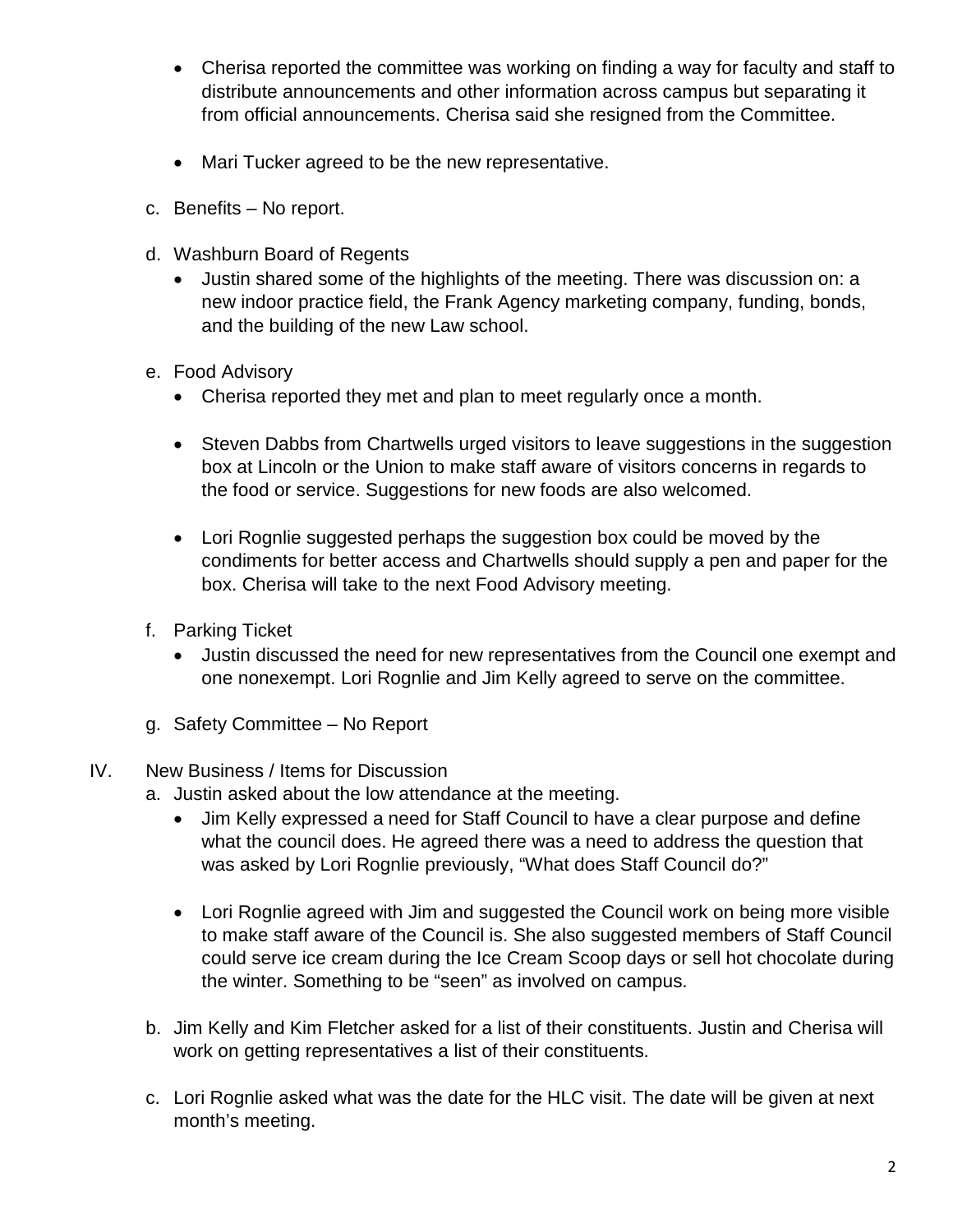- Cherisa reported the committee was working on finding a way for faculty and staff to distribute announcements and other information across campus but separating it from official announcements. Cherisa said she resigned from the Committee.

- Mari Tucker agreed to be the new representative.

c. Benefits – No report.

d. Washburn Board of Regents
   - Justin shared some of the highlights of the meeting. There was discussion on: a new indoor practice field, the Frank Agency marketing company, funding, bonds, and the building of the new Law school.

e. Food Advisory
   - Cherisa reported they met and plan to meet regularly once a month.

   - Steven Dabbs from Chartwells urged visitors to leave suggestions in the suggestion box at Lincoln or the Union to make staff aware of visitors concerns in regards to the food or service. Suggestions for new foods are also welcomed.

   - Lori Rognlie suggested perhaps the suggestion box could be moved by the condiments for better access and Chartwells should supply a pen and paper for the box. Cherisa will take to the next Food Advisory meeting.

f. Parking Ticket
   - Justin discussed the need for new representatives from the Council one exempt and one nonexempt. Lori Rognlie and Jim Kelly agreed to serve on the committee.

g. Safety Committee – No Report

IV. New Business / Items for Discussion

a. Justin asked about the low attendance at the meeting.
   - Jim Kelly expressed a need for Staff Council to have a clear purpose and define what the council does. He agreed there was a need to address the question that was asked by Lori Rognlie previously, "What does Staff Council do?"

   - Lori Rognlie agreed with Jim and suggested the Council work on being more visible to make staff aware of the Council is. She also suggested members of Staff Council could serve ice cream during the Ice Cream Scoop days or sell hot chocolate during the winter. Something to be "seen" as involved on campus.

b. Jim Kelly and Kim Fletcher asked for a list of their constituents. Justin and Cherisa will work on getting representatives a list of their constituents.

c. Lori Rognlie asked what was the date for the HLC visit. The date will be given at next month's meeting.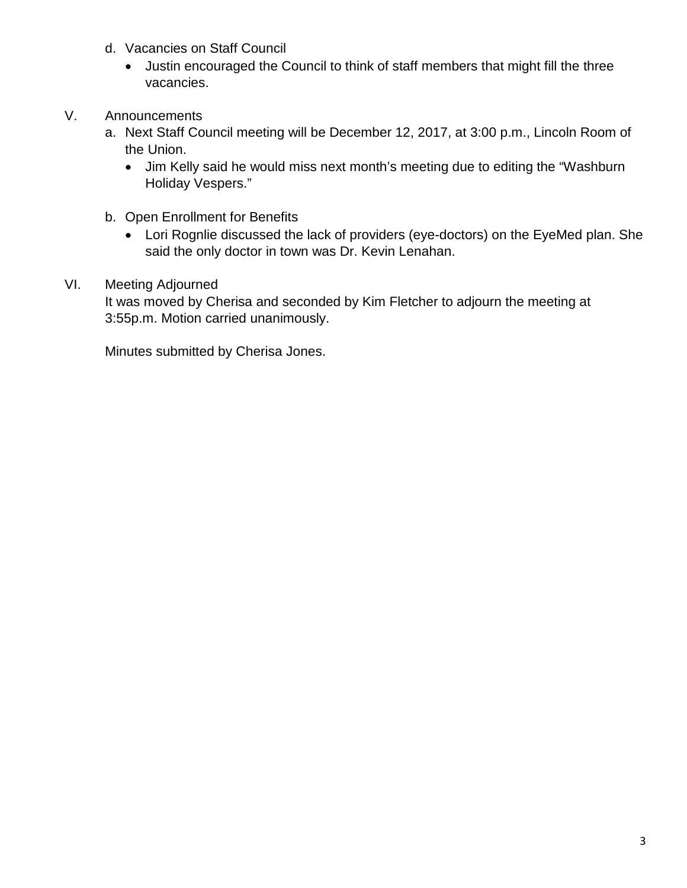d. Vacancies on Staff Council
   - Justin encouraged the Council to think of staff members that might fill the three vacancies.

V. Announcements

a. Next Staff Council meeting will be December 12, 2017, at 3:00 p.m., Lincoln Room of the Union.
   - Jim Kelly said he would miss next month's meeting due to editing the "Washburn Holiday Vespers."

b. Open Enrollment for Benefits
   - Lori Rognlie discussed the lack of providers (eye-doctors) on the EyeMed plan. She said the only doctor in town was Dr. Kevin Lenahan.

VI. Meeting Adjourned

It was moved by Cherisa and seconded by Kim Fletcher to adjourn the meeting at 3:55p.m. Motion carried unanimously.

Minutes submitted by Cherisa Jones.